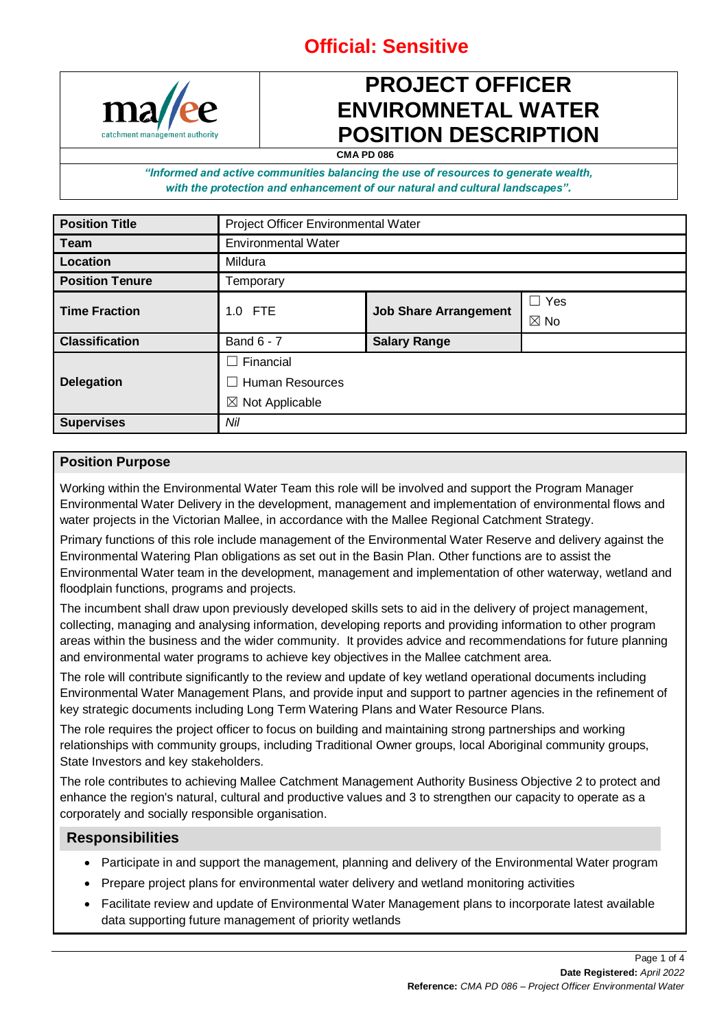**Official: Sensitive**

# PROJECT OFFICER ENVIROMNETAL WATER POSITION DESCRIPTION

**CMA PD 086**

***"Informed and active communities balancing the use of resources to generate wealth, with the protection and enhancement of our natural and cultural landscapes".***

| **Position Title** | Project Officer Environmental Water | | |
|---|---|---|---|
| **Team** | Environmental Water | | |
| **Location** | Mildura | | |
| **Position Tenure** | Temporary | | |
| **Time Fraction** | 1.0 FTE | **Job Share Arrangement** | ☐ Yes ☒ No |
| **Classification** | Band 6 - 7 | **Salary Range** | |
| **Delegation** | ☐ Financial ☐ Human Resources ☒ Not Applicable | | |
| **Supervises** | *Nil* | | |

## Position Purpose

Working within the Environmental Water Team this role will be involved and support the Program Manager Environmental Water Delivery in the development, management and implementation of environmental flows and water projects in the Victorian Mallee, in accordance with the Mallee Regional Catchment Strategy.

Primary functions of this role include management of the Environmental Water Reserve and delivery against the Environmental Watering Plan obligations as set out in the Basin Plan. Other functions are to assist the Environmental Water team in the development, management and implementation of other waterway, wetland and floodplain functions, programs and projects.

The incumbent shall draw upon previously developed skills sets to aid in the delivery of project management, collecting, managing and analysing information, developing reports and providing information to other program areas within the business and the wider community. It provides advice and recommendations for future planning and environmental water programs to achieve key objectives in the Mallee catchment area.

The role will contribute significantly to the review and update of key wetland operational documents including Environmental Water Management Plans, and provide input and support to partner agencies in the refinement of key strategic documents including Long Term Watering Plans and Water Resource Plans.

The role requires the project officer to focus on building and maintaining strong partnerships and working relationships with community groups, including Traditional Owner groups, local Aboriginal community groups, State Investors and key stakeholders.

The role contributes to achieving Mallee Catchment Management Authority Business Objective 2 to protect and enhance the region's natural, cultural and productive values and 3 to strengthen our capacity to operate as a corporately and socially responsible organisation.

## Responsibilities

- Participate in and support the management, planning and delivery of the Environmental Water program
- Prepare project plans for environmental water delivery and wetland monitoring activities
- Facilitate review and update of Environmental Water Management plans to incorporate latest available data supporting future management of priority wetlands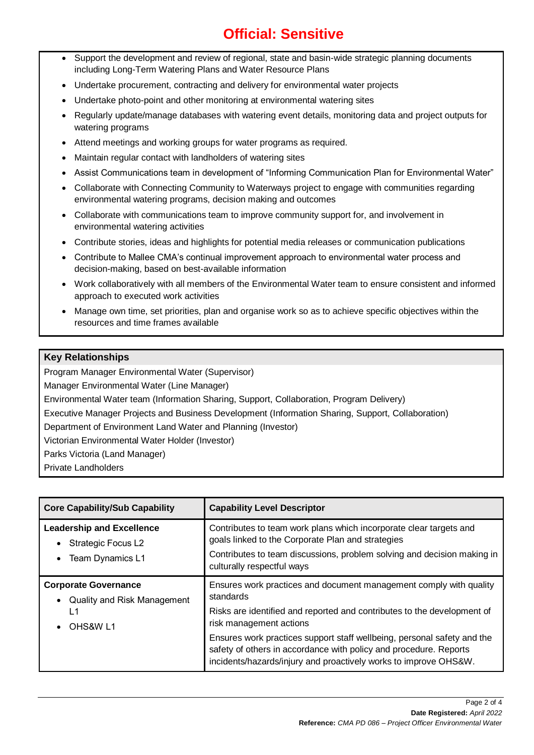**Official: Sensitive**

- Support the development and review of regional, state and basin-wide strategic planning documents including Long-Term Watering Plans and Water Resource Plans
- Undertake procurement, contracting and delivery for environmental water projects
- Undertake photo-point and other monitoring at environmental watering sites
- Regularly update/manage databases with watering event details, monitoring data and project outputs for watering programs
- Attend meetings and working groups for water programs as required.
- Maintain regular contact with landholders of watering sites
- Assist Communications team in development of "Informing Communication Plan for Environmental Water"
- Collaborate with Connecting Community to Waterways project to engage with communities regarding environmental watering programs, decision making and outcomes
- Collaborate with communications team to improve community support for, and involvement in environmental watering activities
- Contribute stories, ideas and highlights for potential media releases or communication publications
- Contribute to Mallee CMA's continual improvement approach to environmental water process and decision-making, based on best-available information
- Work collaboratively with all members of the Environmental Water team to ensure consistent and informed approach to executed work activities
- Manage own time, set priorities, plan and organise work so as to achieve specific objectives within the resources and time frames available

**Key Relationships**

Program Manager Environmental Water (Supervisor)
Manager Environmental Water (Line Manager)
Environmental Water team (Information Sharing, Support, Collaboration, Program Delivery)
Executive Manager Projects and Business Development (Information Sharing, Support, Collaboration)
Department of Environment Land Water and Planning (Investor)
Victorian Environmental Water Holder (Investor)
Parks Victoria (Land Manager)
Private Landholders

| Core Capability/Sub Capability | Capability Level Descriptor |
|---|---|
| **Leadership and Excellence**<br>• Strategic Focus L2<br>• Team Dynamics L1 | Contributes to team work plans which incorporate clear targets and goals linked to the Corporate Plan and strategies<br>Contributes to team discussions, problem solving and decision making in culturally respectful ways |
| **Corporate Governance**<br>• Quality and Risk Management L1<br>• OHS&W L1 | Ensures work practices and document management comply with quality standards<br>Risks are identified and reported and contributes to the development of risk management actions<br>Ensures work practices support staff wellbeing, personal safety and the safety of others in accordance with policy and procedure. Reports incidents/hazards/injury and proactively works to improve OHS&W. |

**Date Registered:** *April 2022*
**Reference:** *CMA PD 086 – Project Officer Environmental Water*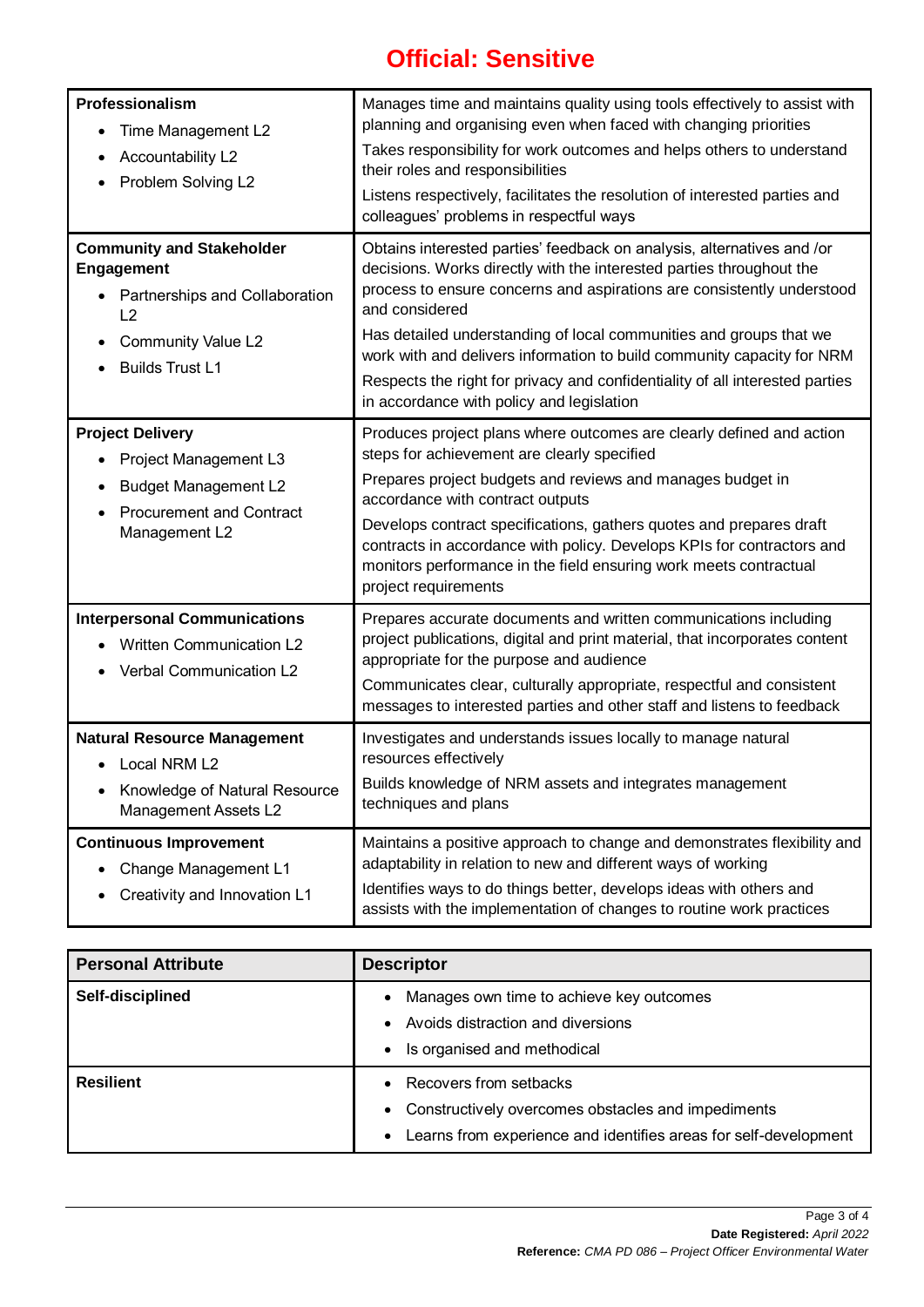**Official: Sensitive**

| | |
|---|---|
| **Professionalism**<br>• Time Management L2<br>• Accountability L2<br>• Problem Solving L2 | Manages time and maintains quality using tools effectively to assist with planning and organising even when faced with changing priorities<br>Takes responsibility for work outcomes and helps others to understand their roles and responsibilities<br>Listens respectively, facilitates the resolution of interested parties and colleagues' problems in respectful ways |
| **Community and Stakeholder Engagement**<br>• Partnerships and Collaboration L2<br>• Community Value L2<br>• Builds Trust L1 | Obtains interested parties' feedback on analysis, alternatives and /or decisions. Works directly with the interested parties throughout the process to ensure concerns and aspirations are consistently understood and considered<br>Has detailed understanding of local communities and groups that we work with and delivers information to build community capacity for NRM<br>Respects the right for privacy and confidentiality of all interested parties in accordance with policy and legislation |
| **Project Delivery**<br>• Project Management L3<br>• Budget Management L2<br>• Procurement and Contract Management L2 | Produces project plans where outcomes are clearly defined and action steps for achievement are clearly specified<br>Prepares project budgets and reviews and manages budget in accordance with contract outputs<br>Develops contract specifications, gathers quotes and prepares draft contracts in accordance with policy. Develops KPIs for contractors and monitors performance in the field ensuring work meets contractual project requirements |
| **Interpersonal Communications**<br>• Written Communication L2<br>• Verbal Communication L2 | Prepares accurate documents and written communications including project publications, digital and print material, that incorporates content appropriate for the purpose and audience<br>Communicates clear, culturally appropriate, respectful and consistent messages to interested parties and other staff and listens to feedback |
| **Natural Resource Management**<br>• Local NRM L2<br>• Knowledge of Natural Resource Management Assets L2 | Investigates and understands issues locally to manage natural resources effectively<br>Builds knowledge of NRM assets and integrates management techniques and plans |
| **Continuous Improvement**<br>• Change Management L1<br>• Creativity and Innovation L1 | Maintains a positive approach to change and demonstrates flexibility and adaptability in relation to new and different ways of working<br>Identifies ways to do things better, develops ideas with others and assists with the implementation of changes to routine work practices |

| Personal Attribute | Descriptor |
|---|---|
| **Self-disciplined** | • Manages own time to achieve key outcomes<br>• Avoids distraction and diversions<br>• Is organised and methodical |
| **Resilient** | • Recovers from setbacks<br>• Constructively overcomes obstacles and impediments<br>• Learns from experience and identifies areas for self-development |

**Date Registered:** *April 2022*
**Reference:** *CMA PD 086 – Project Officer Environmental Water*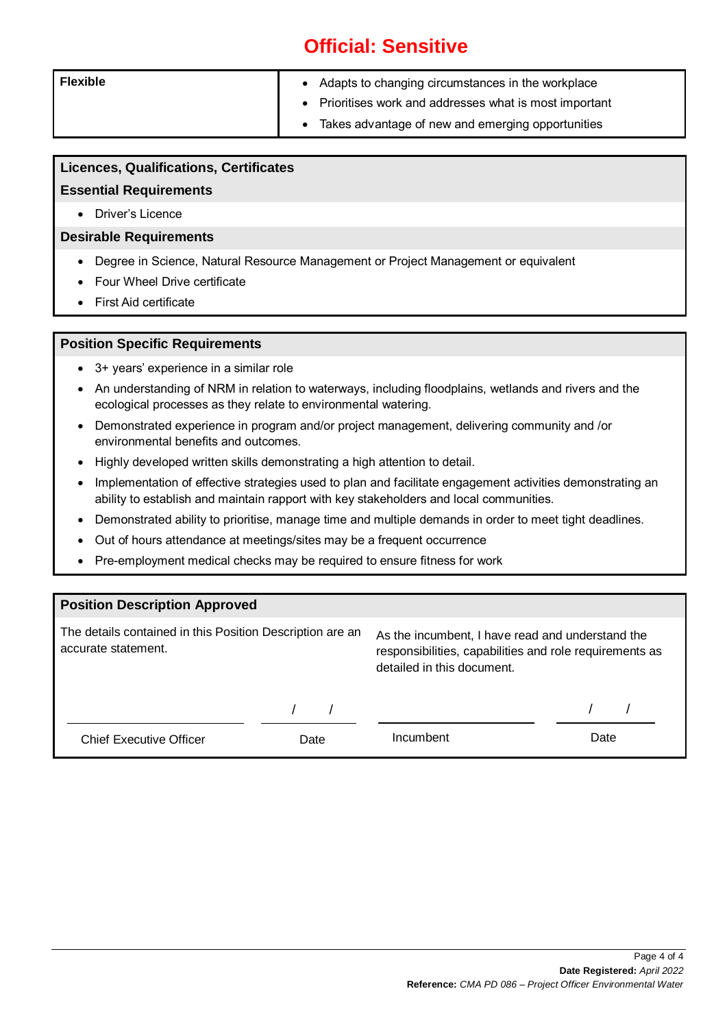**Official: Sensitive**

| | |
|---|---|
| **Flexible** | • Adapts to changing circumstances in the workplace<br>• Prioritises work and addresses what is most important<br>• Takes advantage of new and emerging opportunities |

## Licences, Qualifications, Certificates

### Essential Requirements

- Driver's Licence

### Desirable Requirements

- Degree in Science, Natural Resource Management or Project Management or equivalent
- Four Wheel Drive certificate
- First Aid certificate

## Position Specific Requirements

- 3+ years' experience in a similar role
- An understanding of NRM in relation to waterways, including floodplains, wetlands and rivers and the ecological processes as they relate to environmental watering.
- Demonstrated experience in program and/or project management, delivering community and /or environmental benefits and outcomes.
- Highly developed written skills demonstrating a high attention to detail.
- Implementation of effective strategies used to plan and facilitate engagement activities demonstrating an ability to establish and maintain rapport with key stakeholders and local communities.
- Demonstrated ability to prioritise, manage time and multiple demands in order to meet tight deadlines.
- Out of hours attendance at meetings/sites may be a frequent occurrence
- Pre-employment medical checks may be required to ensure fitness for work

## Position Description Approved

| | | | |
|---|---|---|---|
| The details contained in this Position Description are an accurate statement. | | As the incumbent, I have read and understand the responsibilities, capabilities and role requirements as detailed in this document. | |
| | / / | | / / |
| Chief Executive Officer | Date | Incumbent | Date |

**Date Registered:** *April 2022*
**Reference:** *CMA PD 086 – Project Officer Environmental Water*